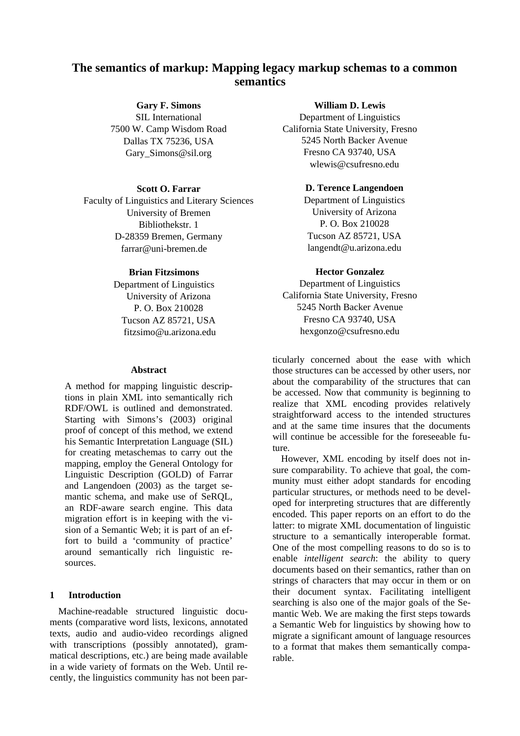# The semantics of markup: Mapping legacy markup schemas to a common semantics

**Gary F. Simons**
SIL International
7500 W. Camp Wisdom Road
Dallas TX 75236, USA
Gary_Simons@sil.org

**William D. Lewis**
Department of Linguistics
California State University, Fresno
5245 North Backer Avenue
Fresno CA 93740, USA
wlewis@csufresno.edu

**Scott O. Farrar**
Faculty of Linguistics and Literary Sciences
University of Bremen
Bibliothekstr. 1
D-28359 Bremen, Germany
farrar@uni-bremen.de

**D. Terence Langendoen**
Department of Linguistics
University of Arizona
P. O. Box 210028
Tucson AZ 85721, USA
langendt@u.arizona.edu

**Brian Fitzsimons**
Department of Linguistics
University of Arizona
P. O. Box 210028
Tucson AZ 85721, USA
fitzsimo@u.arizona.edu

**Hector Gonzalez**
Department of Linguistics
California State University, Fresno
5245 North Backer Avenue
Fresno CA 93740, USA
hexgonzo@csufresno.edu

## Abstract

A method for mapping linguistic descriptions in plain XML into semantically rich RDF/OWL is outlined and demonstrated. Starting with Simons's (2003) original proof of concept of this method, we extend his Semantic Interpretation Language (SIL) for creating metaschemas to carry out the mapping, employ the General Ontology for Linguistic Description (GOLD) of Farrar and Langendoen (2003) as the target semantic schema, and make use of SeRQL, an RDF-aware search engine. This data migration effort is in keeping with the vision of a Semantic Web; it is part of an effort to build a 'community of practice' around semantically rich linguistic resources.

## 1 Introduction

Machine-readable structured linguistic documents (comparative word lists, lexicons, annotated texts, audio and audio-video recordings aligned with transcriptions (possibly annotated), grammatical descriptions, etc.) are being made available in a wide variety of formats on the Web. Until recently, the linguistics community has not been particularly concerned about the ease with which those structures can be accessed by other users, nor about the comparability of the structures that can be accessed. Now that community is beginning to realize that XML encoding provides relatively straightforward access to the intended structures and at the same time insures that the documents will continue be accessible for the foreseeable future.

However, XML encoding by itself does not insure comparability. To achieve that goal, the community must either adopt standards for encoding particular structures, or methods need to be developed for interpreting structures that are differently encoded. This paper reports on an effort to do the latter: to migrate XML documentation of linguistic structure to a semantically interoperable format. One of the most compelling reasons to do so is to enable *intelligent search*: the ability to query documents based on their semantics, rather than on strings of characters that may occur in them or on their document syntax. Facilitating intelligent searching is also one of the major goals of the Semantic Web. We are making the first steps towards a Semantic Web for linguistics by showing how to migrate a significant amount of language resources to a format that makes them semantically comparable.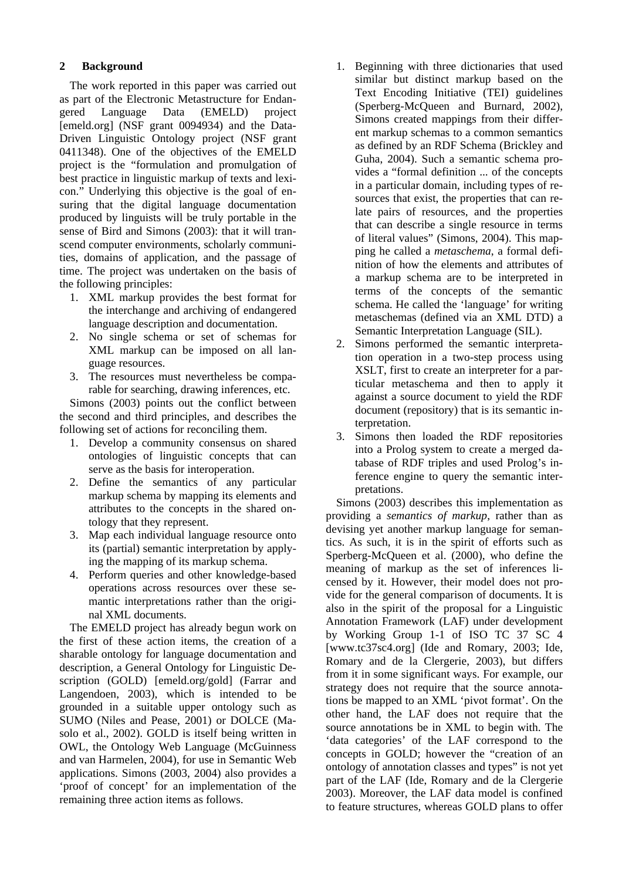## 2 Background

The work reported in this paper was carried out as part of the Electronic Metastructure for Endangered Language Data (EMELD) project [emeld.org] (NSF grant 0094934) and the Data-Driven Linguistic Ontology project (NSF grant 0411348). One of the objectives of the EMELD project is the "formulation and promulgation of best practice in linguistic markup of texts and lexicon." Underlying this objective is the goal of ensuring that the digital language documentation produced by linguists will be truly portable in the sense of Bird and Simons (2003): that it will transcend computer environments, scholarly communities, domains of application, and the passage of time. The project was undertaken on the basis of the following principles:

1. XML markup provides the best format for the interchange and archiving of endangered language description and documentation.
2. No single schema or set of schemas for XML markup can be imposed on all language resources.
3. The resources must nevertheless be comparable for searching, drawing inferences, etc.

Simons (2003) points out the conflict between the second and third principles, and describes the following set of actions for reconciling them.

1. Develop a community consensus on shared ontologies of linguistic concepts that can serve as the basis for interoperation.
2. Define the semantics of any particular markup schema by mapping its elements and attributes to the concepts in the shared ontology that they represent.
3. Map each individual language resource onto its (partial) semantic interpretation by applying the mapping of its markup schema.
4. Perform queries and other knowledge-based operations across resources over these semantic interpretations rather than the original XML documents.

The EMELD project has already begun work on the first of these action items, the creation of a sharable ontology for language documentation and description, a General Ontology for Linguistic Description (GOLD) [emeld.org/gold] (Farrar and Langendoen, 2003), which is intended to be grounded in a suitable upper ontology such as SUMO (Niles and Pease, 2001) or DOLCE (Masolo et al., 2002). GOLD is itself being written in OWL, the Ontology Web Language (McGuinness and van Harmelen, 2004), for use in Semantic Web applications. Simons (2003, 2004) also provides a 'proof of concept' for an implementation of the remaining three action items as follows.

1. Beginning with three dictionaries that used similar but distinct markup based on the Text Encoding Initiative (TEI) guidelines (Sperberg-McQueen and Burnard, 2002), Simons created mappings from their different markup schemas to a common semantics as defined by an RDF Schema (Brickley and Guha, 2004). Such a semantic schema provides a "formal definition ... of the concepts in a particular domain, including types of resources that exist, the properties that can relate pairs of resources, and the properties that can describe a single resource in terms of literal values" (Simons, 2004). This mapping he called a *metaschema*, a formal definition of how the elements and attributes of a markup schema are to be interpreted in terms of the concepts of the semantic schema. He called the 'language' for writing metaschemas (defined via an XML DTD) a Semantic Interpretation Language (SIL).
2. Simons performed the semantic interpretation operation in a two-step process using XSLT, first to create an interpreter for a particular metaschema and then to apply it against a source document to yield the RDF document (repository) that is its semantic interpretation.
3. Simons then loaded the RDF repositories into a Prolog system to create a merged database of RDF triples and used Prolog's inference engine to query the semantic interpretations.

Simons (2003) describes this implementation as providing a *semantics of markup*, rather than as devising yet another markup language for semantics. As such, it is in the spirit of efforts such as Sperberg-McQueen et al. (2000), who define the meaning of markup as the set of inferences licensed by it. However, their model does not provide for the general comparison of documents. It is also in the spirit of the proposal for a Linguistic Annotation Framework (LAF) under development by Working Group 1-1 of ISO TC 37 SC 4 [www.tc37sc4.org] (Ide and Romary, 2003; Ide, Romary and de la Clergerie, 2003), but differs from it in some significant ways. For example, our strategy does not require that the source annotations be mapped to an XML 'pivot format'. On the other hand, the LAF does not require that the source annotations be in XML to begin with. The 'data categories' of the LAF correspond to the concepts in GOLD; however the "creation of an ontology of annotation classes and types" is not yet part of the LAF (Ide, Romary and de la Clergerie 2003). Moreover, the LAF data model is confined to feature structures, whereas GOLD plans to offer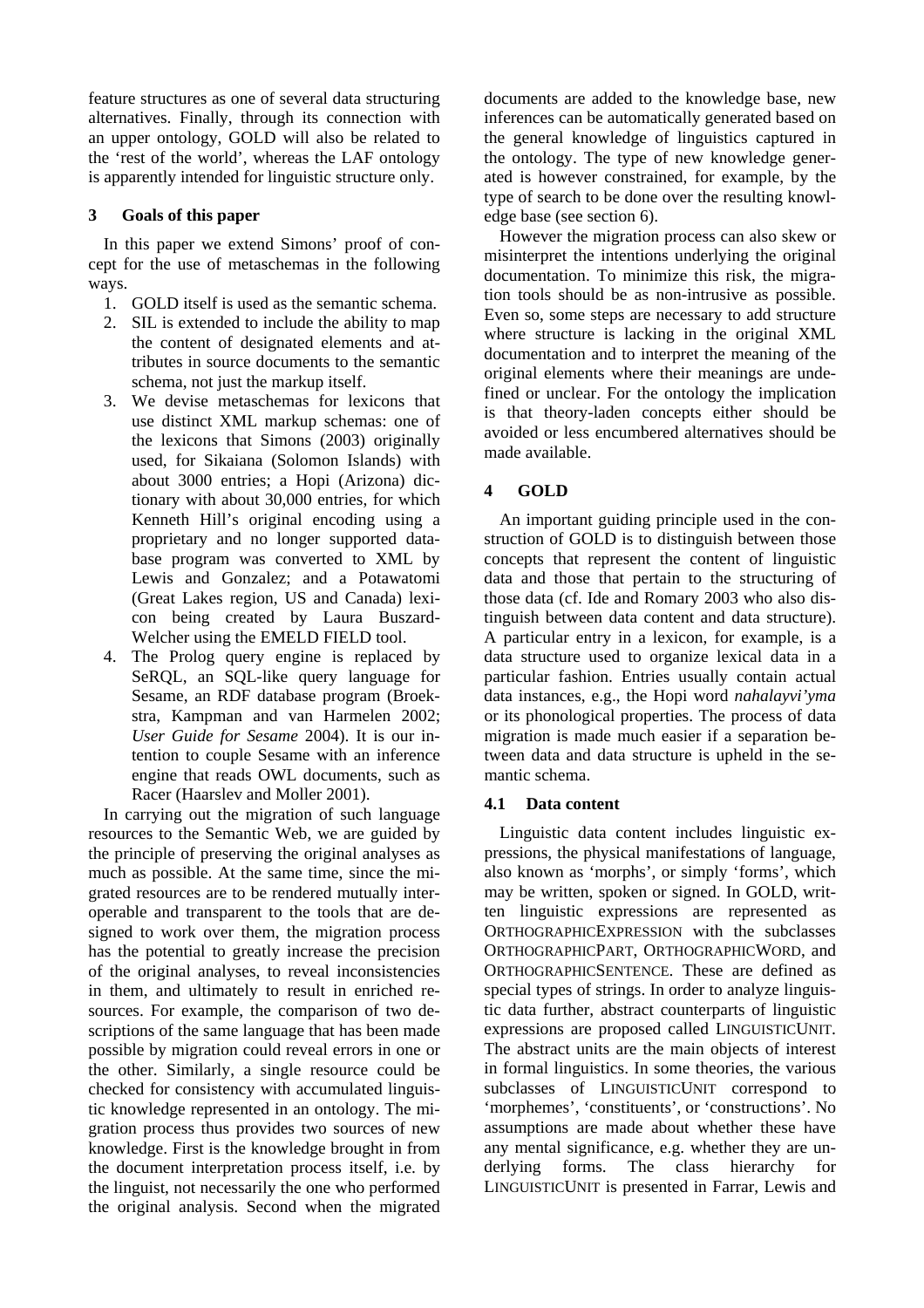feature structures as one of several data structuring alternatives. Finally, through its connection with an upper ontology, GOLD will also be related to the 'rest of the world', whereas the LAF ontology is apparently intended for linguistic structure only.

## 3 Goals of this paper

In this paper we extend Simons' proof of concept for the use of metaschemas in the following ways.

1. GOLD itself is used as the semantic schema.
2. SIL is extended to include the ability to map the content of designated elements and attributes in source documents to the semantic schema, not just the markup itself.
3. We devise metaschemas for lexicons that use distinct XML markup schemas: one of the lexicons that Simons (2003) originally used, for Sikaiana (Solomon Islands) with about 3000 entries; a Hopi (Arizona) dictionary with about 30,000 entries, for which Kenneth Hill's original encoding using a proprietary and no longer supported database program was converted to XML by Lewis and Gonzalez; and a Potawatomi (Great Lakes region, US and Canada) lexicon being created by Laura Buszard-Welcher using the EMELD FIELD tool.
4. The Prolog query engine is replaced by SeRQL, an SQL-like query language for Sesame, an RDF database program (Broekstra, Kampman and van Harmelen 2002; *User Guide for Sesame* 2004). It is our intention to couple Sesame with an inference engine that reads OWL documents, such as Racer (Haarslev and Moller 2001).

In carrying out the migration of such language resources to the Semantic Web, we are guided by the principle of preserving the original analyses as much as possible. At the same time, since the migrated resources are to be rendered mutually interoperable and transparent to the tools that are designed to work over them, the migration process has the potential to greatly increase the precision of the original analyses, to reveal inconsistencies in them, and ultimately to result in enriched resources. For example, the comparison of two descriptions of the same language that has been made possible by migration could reveal errors in one or the other. Similarly, a single resource could be checked for consistency with accumulated linguistic knowledge represented in an ontology. The migration process thus provides two sources of new knowledge. First is the knowledge brought in from the document interpretation process itself, i.e. by the linguist, not necessarily the one who performed the original analysis. Second when the migrated documents are added to the knowledge base, new inferences can be automatically generated based on the general knowledge of linguistics captured in the ontology. The type of new knowledge generated is however constrained, for example, by the type of search to be done over the resulting knowledge base (see section 6).

However the migration process can also skew or misinterpret the intentions underlying the original documentation. To minimize this risk, the migration tools should be as non-intrusive as possible. Even so, some steps are necessary to add structure where structure is lacking in the original XML documentation and to interpret the meaning of the original elements where their meanings are undefined or unclear. For the ontology the implication is that theory-laden concepts either should be avoided or less encumbered alternatives should be made available.

## 4 GOLD

An important guiding principle used in the construction of GOLD is to distinguish between those concepts that represent the content of linguistic data and those that pertain to the structuring of those data (cf. Ide and Romary 2003 who also distinguish between data content and data structure). A particular entry in a lexicon, for example, is a data structure used to organize lexical data in a particular fashion. Entries usually contain actual data instances, e.g., the Hopi word *nahalayvi'yma* or its phonological properties. The process of data migration is made much easier if a separation between data and data structure is upheld in the semantic schema.

### 4.1 Data content

Linguistic data content includes linguistic expressions, the physical manifestations of language, also known as 'morphs', or simply 'forms', which may be written, spoken or signed. In GOLD, written linguistic expressions are represented as ORTHOGRAPHICEXPRESSION with the subclasses ORTHOGRAPHICPART, ORTHOGRAPHICWORD, and ORTHOGRAPHICSENTENCE. These are defined as special types of strings. In order to analyze linguistic data further, abstract counterparts of linguistic expressions are proposed called LINGUISTICUNIT. The abstract units are the main objects of interest in formal linguistics. In some theories, the various subclasses of LINGUISTICUNIT correspond to 'morphemes', 'constituents', or 'constructions'. No assumptions are made about whether these have any mental significance, e.g. whether they are underlying forms. The class hierarchy for LINGUISTICUNIT is presented in Farrar, Lewis and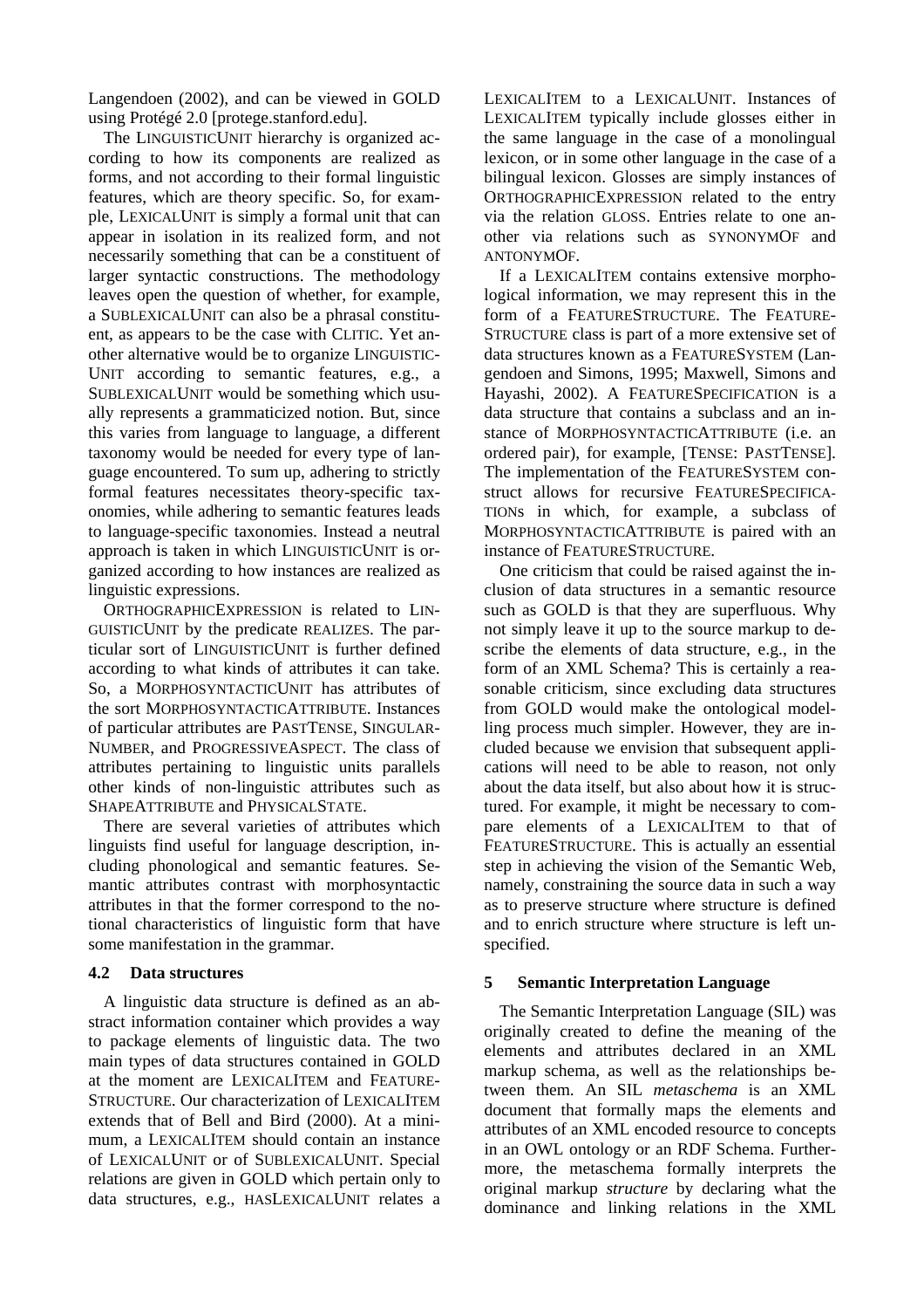Langendoen (2002), and can be viewed in GOLD using Protégé 2.0 [protege.stanford.edu].

The LINGUISTICUNIT hierarchy is organized according to how its components are realized as forms, and not according to their formal linguistic features, which are theory specific. So, for example, LEXICALUNIT is simply a formal unit that can appear in isolation in its realized form, and not necessarily something that can be a constituent of larger syntactic constructions. The methodology leaves open the question of whether, for example, a SUBLEXICALUNIT can also be a phrasal constituent, as appears to be the case with CLITIC. Yet another alternative would be to organize LINGUISTICUNIT according to semantic features, e.g., a SUBLEXICALUNIT would be something which usually represents a grammaticized notion. But, since this varies from language to language, a different taxonomy would be needed for every type of language encountered. To sum up, adhering to strictly formal features necessitates theory-specific taxonomies, while adhering to semantic features leads to language-specific taxonomies. Instead a neutral approach is taken in which LINGUISTICUNIT is organized according to how instances are realized as linguistic expressions.

ORTHOGRAPHICEXPRESSION is related to LINGUISTICUNIT by the predicate REALIZES. The particular sort of LINGUISTICUNIT is further defined according to what kinds of attributes it can take. So, a MORPHOSYNTACTICUNIT has attributes of the sort MORPHOSYNTACTICATTRIBUTE. Instances of particular attributes are PASTTENSE, SINGULARNUMBER, and PROGRESSIVEASPECT. The class of attributes pertaining to linguistic units parallels other kinds of non-linguistic attributes such as SHAPEATTRIBUTE and PHYSICALSTATE.

There are several varieties of attributes which linguists find useful for language description, including phonological and semantic features. Semantic attributes contrast with morphosyntactic attributes in that the former correspond to the notional characteristics of linguistic form that have some manifestation in the grammar.

### 4.2 Data structures

A linguistic data structure is defined as an abstract information container which provides a way to package elements of linguistic data. The two main types of data structures contained in GOLD at the moment are LEXICALITEM and FEATURESTRUCTURE. Our characterization of LEXICALITEM extends that of Bell and Bird (2000). At a minimum, a LEXICALITEM should contain an instance of LEXICALUNIT or of SUBLEXICALUNIT. Special relations are given in GOLD which pertain only to data structures, e.g., HASLEXICALUNIT relates a LEXICALITEM to a LEXICALUNIT. Instances of LEXICALITEM typically include glosses either in the same language in the case of a monolingual lexicon, or in some other language in the case of a bilingual lexicon. Glosses are simply instances of ORTHOGRAPHICEXPRESSION related to the entry via the relation GLOSS. Entries relate to one another via relations such as SYNONYMOF and ANTONYMOF.

If a LEXICALITEM contains extensive morphological information, we may represent this in the form of a FEATURESTRUCTURE. The FEATURESTRUCTURE class is part of a more extensive set of data structures known as a FEATURESYSTEM (Langendoen and Simons, 1995; Maxwell, Simons and Hayashi, 2002). A FEATURESPECIFICATION is a data structure that contains a subclass and an instance of MORPHOSYNTACTICATTRIBUTE (i.e. an ordered pair), for example, [TENSE: PASTTENSE]. The implementation of the FEATURESYSTEM construct allows for recursive FEATURESPECIFICATIONs in which, for example, a subclass of MORPHOSYNTACTICATTRIBUTE is paired with an instance of FEATURESTRUCTURE.

One criticism that could be raised against the inclusion of data structures in a semantic resource such as GOLD is that they are superfluous. Why not simply leave it up to the source markup to describe the elements of data structure, e.g., in the form of an XML Schema? This is certainly a reasonable criticism, since excluding data structures from GOLD would make the ontological modelling process much simpler. However, they are included because we envision that subsequent applications will need to be able to reason, not only about the data itself, but also about how it is structured. For example, it might be necessary to compare elements of a LEXICALITEM to that of FEATURESTRUCTURE. This is actually an essential step in achieving the vision of the Semantic Web, namely, constraining the source data in such a way as to preserve structure where structure is defined and to enrich structure where structure is left unspecified.

## 5 Semantic Interpretation Language

The Semantic Interpretation Language (SIL) was originally created to define the meaning of the elements and attributes declared in an XML markup schema, as well as the relationships between them. An SIL *metaschema* is an XML document that formally maps the elements and attributes of an XML encoded resource to concepts in an OWL ontology or an RDF Schema. Furthermore, the metaschema formally interprets the original markup *structure* by declaring what the dominance and linking relations in the XML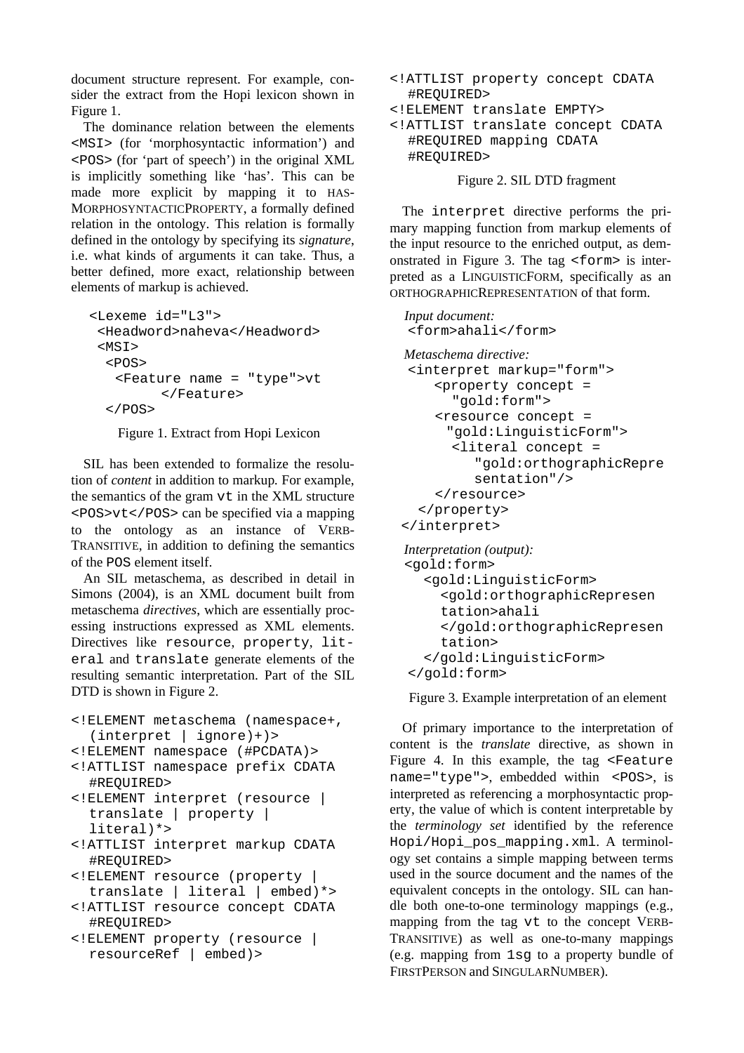document structure represent. For example, consider the extract from the Hopi lexicon shown in Figure 1.

The dominance relation between the elements `<MSI>` (for 'morphosyntactic information') and `<POS>` (for 'part of speech') in the original XML is implicitly something like 'has'. This can be made more explicit by mapping it to HASMORPHOSYNTACTICPROPERTY, a formally defined relation in the ontology. This relation is formally defined in the ontology by specifying its *signature*, i.e. what kinds of arguments it can take. Thus, a better defined, more exact, relationship between elements of markup is achieved.

```
<Lexeme id="L3">
 <Headword>naheva</Headword>
 <MSI>
  <POS>
   <Feature name = "type">vt
        </Feature>
  </POS>
```

Figure 1. Extract from Hopi Lexicon

SIL has been extended to formalize the resolution of *content* in addition to markup. For example, the semantics of the gram `vt` in the XML structure `<POS>vt</POS>` can be specified via a mapping to the ontology as an instance of VERBTRANSITIVE, in addition to defining the semantics of the `POS` element itself.

An SIL metaschema, as described in detail in Simons (2004), is an XML document built from metaschema *directives*, which are essentially processing instructions expressed as XML elements. Directives like `resource`, `property`, `literal` and `translate` generate elements of the resulting semantic interpretation. Part of the SIL DTD is shown in Figure 2.

```
<!ELEMENT metaschema (namespace+,
  (interpret | ignore)+)>
<!ELEMENT namespace (#PCDATA)>
<!ATTLIST namespace prefix CDATA
  #REQUIRED>
<!ELEMENT interpret (resource |
  translate | property |
  literal)*>
<!ATTLIST interpret markup CDATA
  #REQUIRED>
<!ELEMENT resource (property |
  translate | literal | embed)*>
<!ATTLIST resource concept CDATA
  #REQUIRED>
<!ELEMENT property (resource |
  resourceRef | embed)>
<!ATTLIST property concept CDATA
  #REQUIRED>
<!ELEMENT translate EMPTY>
<!ATTLIST translate concept CDATA
  #REQUIRED mapping CDATA
  #REQUIRED>
```

Figure 2. SIL DTD fragment

The `interpret` directive performs the primary mapping function from markup elements of the input resource to the enriched output, as demonstrated in Figure 3. The tag `<form>` is interpreted as a LINGUISTICFORM, specifically as an ORTHOGRAPHICREPRESENTATION of that form.

*Input document:*

```
<form>ahali</form>
```

*Metaschema directive:*

```
<interpret markup="form">
   <property concept =
      "gold:form">
   <resource concept =
     "gold:LinguisticForm">
     <literal concept =
         "gold:orthographicRepre
         sentation"/>
   </resource>
  </property>
</interpret>
```

*Interpretation (output):*

```
<gold:form>
   <gold:LinguisticForm>
     <gold:orthographicRepresen
     tation>ahali
     </gold:orthographicRepresen
     tation>
   </gold:LinguisticForm>
</gold:form>
```

Figure 3. Example interpretation of an element

Of primary importance to the interpretation of content is the *translate* directive, as shown in Figure 4. In this example, the tag `<Feature name="type">`, embedded within `<POS>`, is interpreted as referencing a morphosyntactic property, the value of which is content interpretable by the *terminology set* identified by the reference `Hopi/Hopi_pos_mapping.xml`. A terminology set contains a simple mapping between terms used in the source document and the names of the equivalent concepts in the ontology. SIL can handle both one-to-one terminology mappings (e.g., mapping from the tag `vt` to the concept VERBTRANSITIVE) as well as one-to-many mappings (e.g. mapping from `1sg` to a property bundle of FIRSTPERSON and SINGULARNUMBER).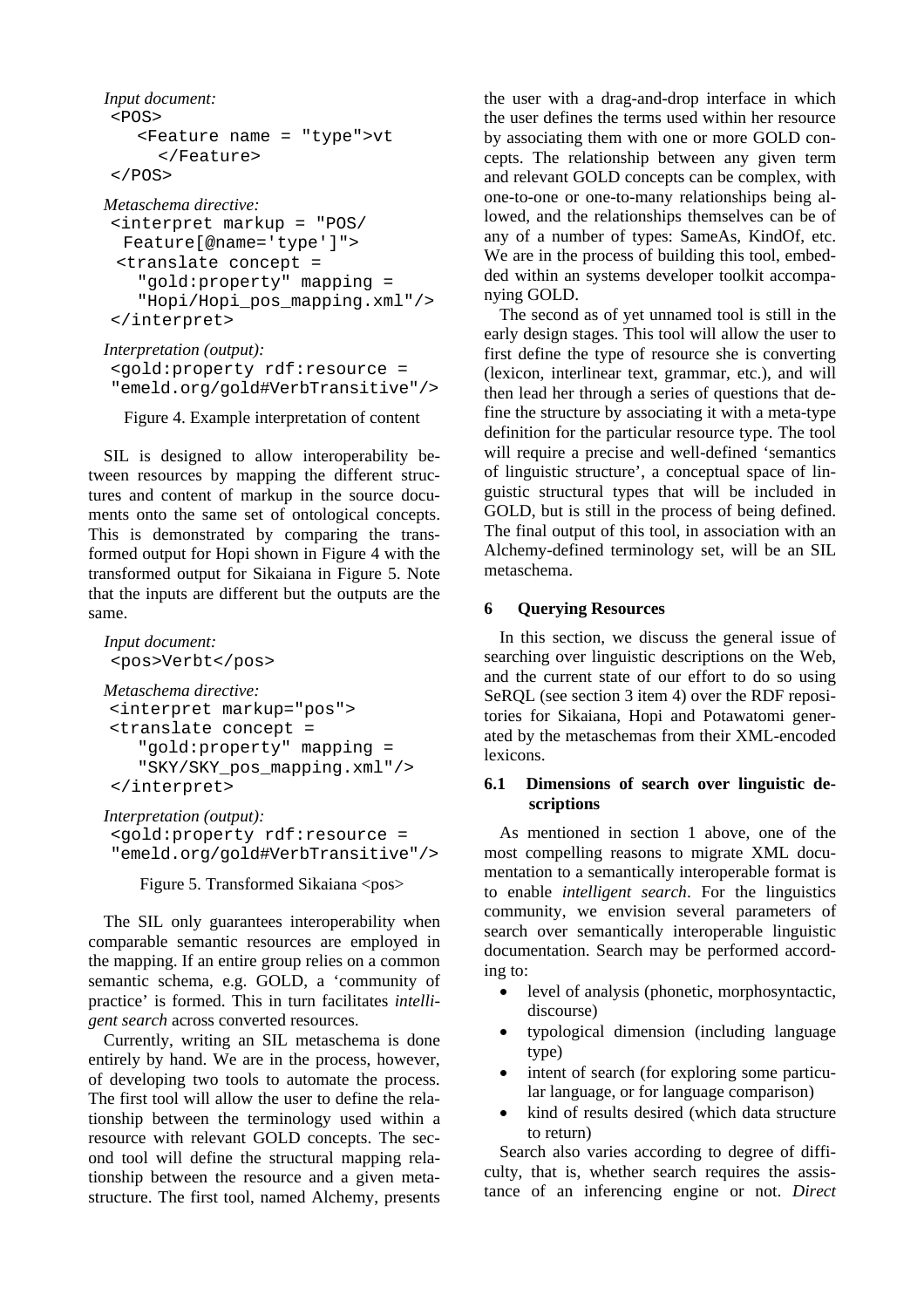*Input document:*

```
<POS>
   <Feature name = "type">vt
     </Feature>
</POS>
```

*Metaschema directive:*

```
<interpret markup = "POS/
 Feature[@name='type']">
 <translate concept =
   "gold:property" mapping =
   "Hopi/Hopi_pos_mapping.xml"/>
</interpret>
```

*Interpretation (output):*

```
<gold:property rdf:resource =
"emeld.org/gold#VerbTransitive"/>
```

Figure 4. Example interpretation of content

SIL is designed to allow interoperability between resources by mapping the different structures and content of markup in the source documents onto the same set of ontological concepts. This is demonstrated by comparing the transformed output for Hopi shown in Figure 4 with the transformed output for Sikaiana in Figure 5. Note that the inputs are different but the outputs are the same.

*Input document:*

```
<pos>Verbt</pos>
```

*Metaschema directive:*

```
<interpret markup="pos">
<translate concept =
   "gold:property" mapping =
   "SKY/SKY_pos_mapping.xml"/>
</interpret>
```

*Interpretation (output):*

```
<gold:property rdf:resource =
"emeld.org/gold#VerbTransitive"/>
```

Figure 5. Transformed Sikaiana <pos>

The SIL only guarantees interoperability when comparable semantic resources are employed in the mapping. If an entire group relies on a common semantic schema, e.g. GOLD, a 'community of practice' is formed. This in turn facilitates *intelligent search* across converted resources.

Currently, writing an SIL metaschema is done entirely by hand. We are in the process, however, of developing two tools to automate the process. The first tool will allow the user to define the relationship between the terminology used within a resource with relevant GOLD concepts. The second tool will define the structural mapping relationship between the resource and a given metastructure. The first tool, named Alchemy, presents the user with a drag-and-drop interface in which the user defines the terms used within her resource by associating them with one or more GOLD concepts. The relationship between any given term and relevant GOLD concepts can be complex, with one-to-one or one-to-many relationships being allowed, and the relationships themselves can be of any of a number of types: SameAs, KindOf, etc. We are in the process of building this tool, embedded within an systems developer toolkit accompanying GOLD.

The second as of yet unnamed tool is still in the early design stages. This tool will allow the user to first define the type of resource she is converting (lexicon, interlinear text, grammar, etc.), and will then lead her through a series of questions that define the structure by associating it with a meta-type definition for the particular resource type. The tool will require a precise and well-defined 'semantics of linguistic structure', a conceptual space of linguistic structural types that will be included in GOLD, but is still in the process of being defined. The final output of this tool, in association with an Alchemy-defined terminology set, will be an SIL metaschema.

## 6 Querying Resources

In this section, we discuss the general issue of searching over linguistic descriptions on the Web, and the current state of our effort to do so using SeRQL (see section 3 item 4) over the RDF repositories for Sikaiana, Hopi and Potawatomi generated by the metaschemas from their XML-encoded lexicons.

### 6.1 Dimensions of search over linguistic descriptions

As mentioned in section 1 above, one of the most compelling reasons to migrate XML documentation to a semantically interoperable format is to enable *intelligent search*. For the linguistics community, we envision several parameters of search over semantically interoperable linguistic documentation. Search may be performed according to:

- level of analysis (phonetic, morphosyntactic, discourse)
- typological dimension (including language type)
- intent of search (for exploring some particular language, or for language comparison)
- kind of results desired (which data structure to return)

Search also varies according to degree of difficulty, that is, whether search requires the assistance of an inferencing engine or not. *Direct*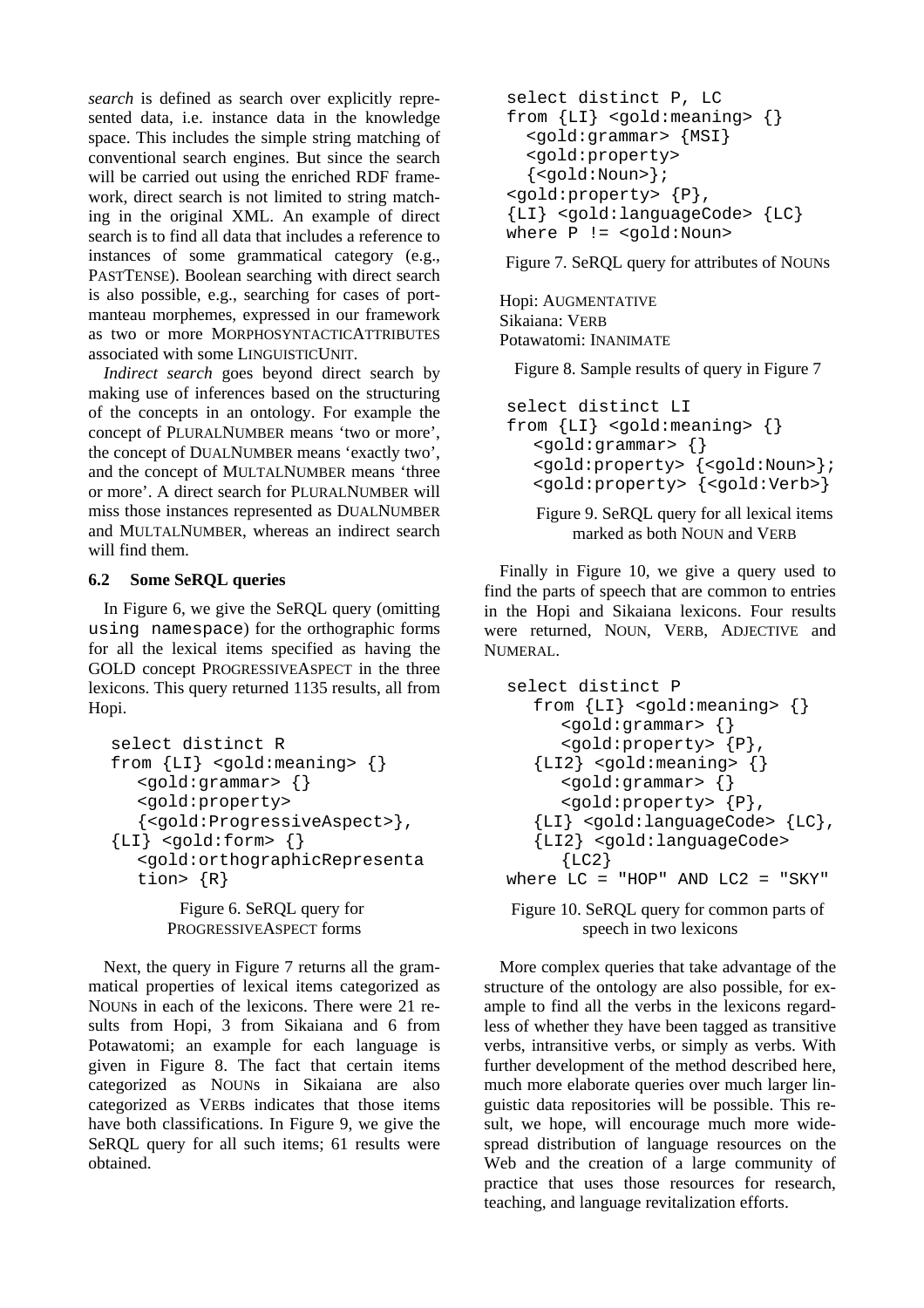*search* is defined as search over explicitly represented data, i.e. instance data in the knowledge space. This includes the simple string matching of conventional search engines. But since the search will be carried out using the enriched RDF framework, direct search is not limited to string matching in the original XML. An example of direct search is to find all data that includes a reference to instances of some grammatical category (e.g., PASTTENSE). Boolean searching with direct search is also possible, e.g., searching for cases of portmanteau morphemes, expressed in our framework as two or more MORPHOSYNTACTICATTRIBUTES associated with some LINGUISTICUNIT.

*Indirect search* goes beyond direct search by making use of inferences based on the structuring of the concepts in an ontology. For example the concept of PLURALNUMBER means 'two or more', the concept of DUALNUMBER means 'exactly two', and the concept of MULTALNUMBER means 'three or more'. A direct search for PLURALNUMBER will miss those instances represented as DUALNUMBER and MULTALNUMBER, whereas an indirect search will find them.

### 6.2 Some SeRQL queries

In Figure 6, we give the SeRQL query (omitting `using namespace`) for the orthographic forms for all the lexical items specified as having the GOLD concept PROGRESSIVEASPECT in the three lexicons. This query returned 1135 results, all from Hopi.

```
select distinct R
from {LI} <gold:meaning> {}
   <gold:grammar> {}
   <gold:property>
   {<gold:ProgressiveAspect>},
{LI} <gold:form> {}
   <gold:orthographicRepresenta
   tion> {R}
```

Figure 6. SeRQL query for PROGRESSIVEASPECT forms

Next, the query in Figure 7 returns all the grammatical properties of lexical items categorized as NOUNs in each of the lexicons. There were 21 results from Hopi, 3 from Sikaiana and 6 from Potawatomi; an example for each language is given in Figure 8. The fact that certain items categorized as NOUNs in Sikaiana are also categorized as VERBs indicates that those items have both classifications. In Figure 9, we give the SeRQL query for all such items; 61 results were obtained.

```
select distinct P, LC
from {LI} <gold:meaning> {}
  <gold:grammar> {MSI}
  <gold:property>
  {<gold:Noun>};
<gold:property> {P},
{LI} <gold:languageCode> {LC}
where P != <gold:Noun>
```

Figure 7. SeRQL query for attributes of NOUNs

Hopi: AUGMENTATIVE
Sikaiana: VERB
Potawatomi: INANIMATE

Figure 8. Sample results of query in Figure 7

```
select distinct LI
from {LI} <gold:meaning> {}
   <gold:grammar> {}
   <gold:property> {<gold:Noun>};
   <gold:property> {<gold:Verb>}
```

Figure 9. SeRQL query for all lexical items marked as both NOUN and VERB

Finally in Figure 10, we give a query used to find the parts of speech that are common to entries in the Hopi and Sikaiana lexicons. Four results were returned, NOUN, VERB, ADJECTIVE and NUMERAL.

```
select distinct P
   from {LI} <gold:meaning> {}
      <gold:grammar> {}
      <gold:property> {P},
   {LI2} <gold:meaning> {}
      <gold:grammar> {}
      <gold:property> {P},
   {LI} <gold:languageCode> {LC},
   {LI2} <gold:languageCode>
      {LC2}
where LC = "HOP" AND LC2 = "SKY"
```

Figure 10. SeRQL query for common parts of speech in two lexicons

More complex queries that take advantage of the structure of the ontology are also possible, for example to find all the verbs in the lexicons regardless of whether they have been tagged as transitive verbs, intransitive verbs, or simply as verbs. With further development of the method described here, much more elaborate queries over much larger linguistic data repositories will be possible. This result, we hope, will encourage much more widespread distribution of language resources on the Web and the creation of a large community of practice that uses those resources for research, teaching, and language revitalization efforts.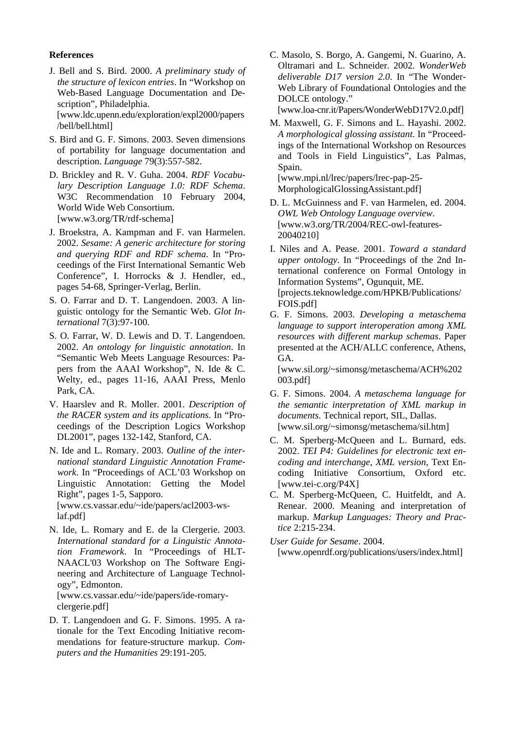#### References

J. Bell and S. Bird. 2000. *A preliminary study of the structure of lexicon entries*. In "Workshop on Web-Based Language Documentation and Description", Philadelphia. [www.ldc.upenn.edu/exploration/expl2000/papers/bell/bell.html]

S. Bird and G. F. Simons. 2003. Seven dimensions of portability for language documentation and description. *Language* 79(3):557-582.

D. Brickley and R. V. Guha. 2004. *RDF Vocabulary Description Language 1.0: RDF Schema*. W3C Recommendation 10 February 2004, World Wide Web Consortium. [www.w3.org/TR/rdf-schema]

J. Broekstra, A. Kampman and F. van Harmelen. 2002. *Sesame: A generic architecture for storing and querying RDF and RDF schema*. In "Proceedings of the First International Semantic Web Conference", I. Horrocks & J. Hendler, ed., pages 54-68, Springer-Verlag, Berlin.

S. O. Farrar and D. T. Langendoen. 2003. A linguistic ontology for the Semantic Web. *Glot International* 7(3):97-100.

S. O. Farrar, W. D. Lewis and D. T. Langendoen. 2002. *An ontology for linguistic annotation*. In "Semantic Web Meets Language Resources: Papers from the AAAI Workshop", N. Ide & C. Welty, ed., pages 11-16, AAAI Press, Menlo Park, CA.

V. Haarslev and R. Moller. 2001. *Description of the RACER system and its applications*. In "Proceedings of the Description Logics Workshop DL2001", pages 132-142, Stanford, CA.

N. Ide and L. Romary. 2003. *Outline of the international standard Linguistic Annotation Framework*. In "Proceedings of ACL'03 Workshop on Linguistic Annotation: Getting the Model Right", pages 1-5, Sapporo. [www.cs.vassar.edu/~ide/papers/acl2003-ws-laf.pdf]

N. Ide, L. Romary and E. de la Clergerie. 2003. *International standard for a Linguistic Annotation Framework*. In "Proceedings of HLT-NAACL'03 Workshop on The Software Engineering and Architecture of Language Technology", Edmonton. [www.cs.vassar.edu/~ide/papers/ide-romary-clergerie.pdf]

D. T. Langendoen and G. F. Simons. 1995. A rationale for the Text Encoding Initiative recommendations for feature-structure markup. *Computers and the Humanities* 29:191-205.

C. Masolo, S. Borgo, A. Gangemi, N. Guarino, A. Oltramari and L. Schneider. 2002. *WonderWeb deliverable D17 version 2.0*. In "The WonderWeb Library of Foundational Ontologies and the DOLCE ontology." [www.loa-cnr.it/Papers/WonderWebD17V2.0.pdf]

M. Maxwell, G. F. Simons and L. Hayashi. 2002. *A morphological glossing assistant*. In "Proceedings of the International Workshop on Resources and Tools in Field Linguistics", Las Palmas, Spain. [www.mpi.nl/lrec/papers/lrec-pap-25-MorphologicalGlossingAssistant.pdf]

D. L. McGuinness and F. van Harmelen, ed. 2004. *OWL Web Ontology Language overview*. [www.w3.org/TR/2004/REC-owl-features-20040210]

I. Niles and A. Pease. 2001. *Toward a standard upper ontology*. In "Proceedings of the 2nd International conference on Formal Ontology in Information Systems", Ogunquit, ME. [projects.teknowledge.com/HPKB/Publications/FOIS.pdf]

G. F. Simons. 2003. *Developing a metaschema language to support interoperation among XML resources with different markup schemas*. Paper presented at the ACH/ALLC conference, Athens, GA. [www.sil.org/~simonsg/metaschema/ACH%202003.pdf]

G. F. Simons. 2004. *A metaschema language for the semantic interpretation of XML markup in documents*. Technical report, SIL, Dallas. [www.sil.org/~simonsg/metaschema/sil.htm]

C. M. Sperberg-McQueen and L. Burnard, eds. 2002. *TEI P4: Guidelines for electronic text encoding and interchange, XML version*, Text Encoding Initiative Consortium, Oxford etc. [www.tei-c.org/P4X]

C. M. Sperberg-McQueen, C. Huitfeldt, and A. Renear. 2000. Meaning and interpretation of markup. *Markup Languages: Theory and Practice* 2:215-234.

*User Guide for Sesame*. 2004. [www.openrdf.org/publications/users/index.html]